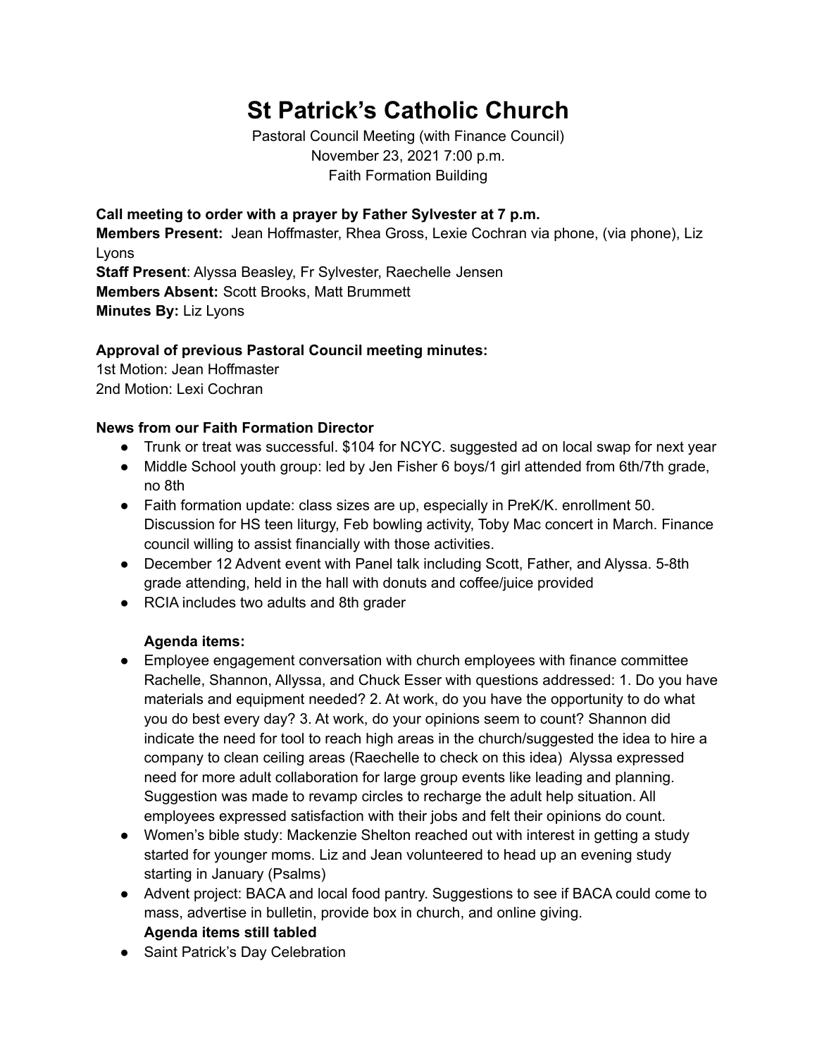# St Patrick's Catholic Church

Pastoral Council Meeting (with Finance Council)
November 23, 2021 7:00 p.m.
Faith Formation Building

**Call meeting to order with a prayer by Father Sylvester at 7 p.m.**
**Members Present:** Jean Hoffmaster, Rhea Gross, Lexie Cochran via phone, (via phone), Liz Lyons
**Staff Present**: Alyssa Beasley, Fr Sylvester, Raechelle Jensen
**Members Absent:** Scott Brooks, Matt Brummett
**Minutes By:** Liz Lyons

**Approval of previous Pastoral Council meeting minutes:**
1st Motion: Jean Hoffmaster
2nd Motion: Lexi Cochran

**News from our Faith Formation Director**

- Trunk or treat was successful. $104 for NCYC. suggested ad on local swap for next year
- Middle School youth group: led by Jen Fisher 6 boys/1 girl attended from 6th/7th grade, no 8th
- Faith formation update: class sizes are up, especially in PreK/K. enrollment 50. Discussion for HS teen liturgy, Feb bowling activity, Toby Mac concert in March. Finance council willing to assist financially with those activities.
- December 12 Advent event with Panel talk including Scott, Father, and Alyssa. 5-8th grade attending, held in the hall with donuts and coffee/juice provided
- RCIA includes two adults and 8th grader

**Agenda items:**

- Employee engagement conversation with church employees with finance committee Rachelle, Shannon, Allyssa, and Chuck Esser with questions addressed: 1. Do you have materials and equipment needed? 2. At work, do you have the opportunity to do what you do best every day? 3. At work, do your opinions seem to count? Shannon did indicate the need for tool to reach high areas in the church/suggested the idea to hire a company to clean ceiling areas (Raechelle to check on this idea) Alyssa expressed need for more adult collaboration for large group events like leading and planning. Suggestion was made to revamp circles to recharge the adult help situation. All employees expressed satisfaction with their jobs and felt their opinions do count.
- Women's bible study: Mackenzie Shelton reached out with interest in getting a study started for younger moms. Liz and Jean volunteered to head up an evening study starting in January (Psalms)
- Advent project: BACA and local food pantry. Suggestions to see if BACA could come to mass, advertise in bulletin, provide box in church, and online giving.

**Agenda items still tabled**

- Saint Patrick's Day Celebration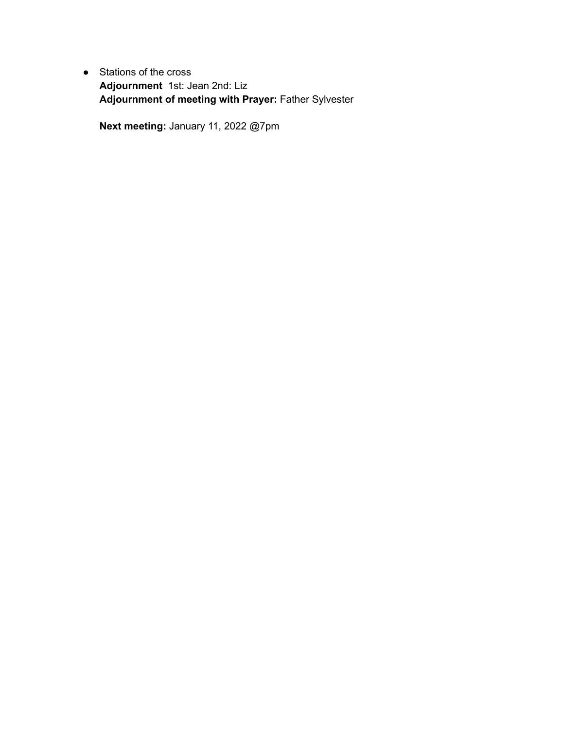- Stations of the cross

  **Adjournment** 1st: Jean 2nd: Liz

  **Adjournment of meeting with Prayer:** Father Sylvester

  **Next meeting:** January 11, 2022 @7pm